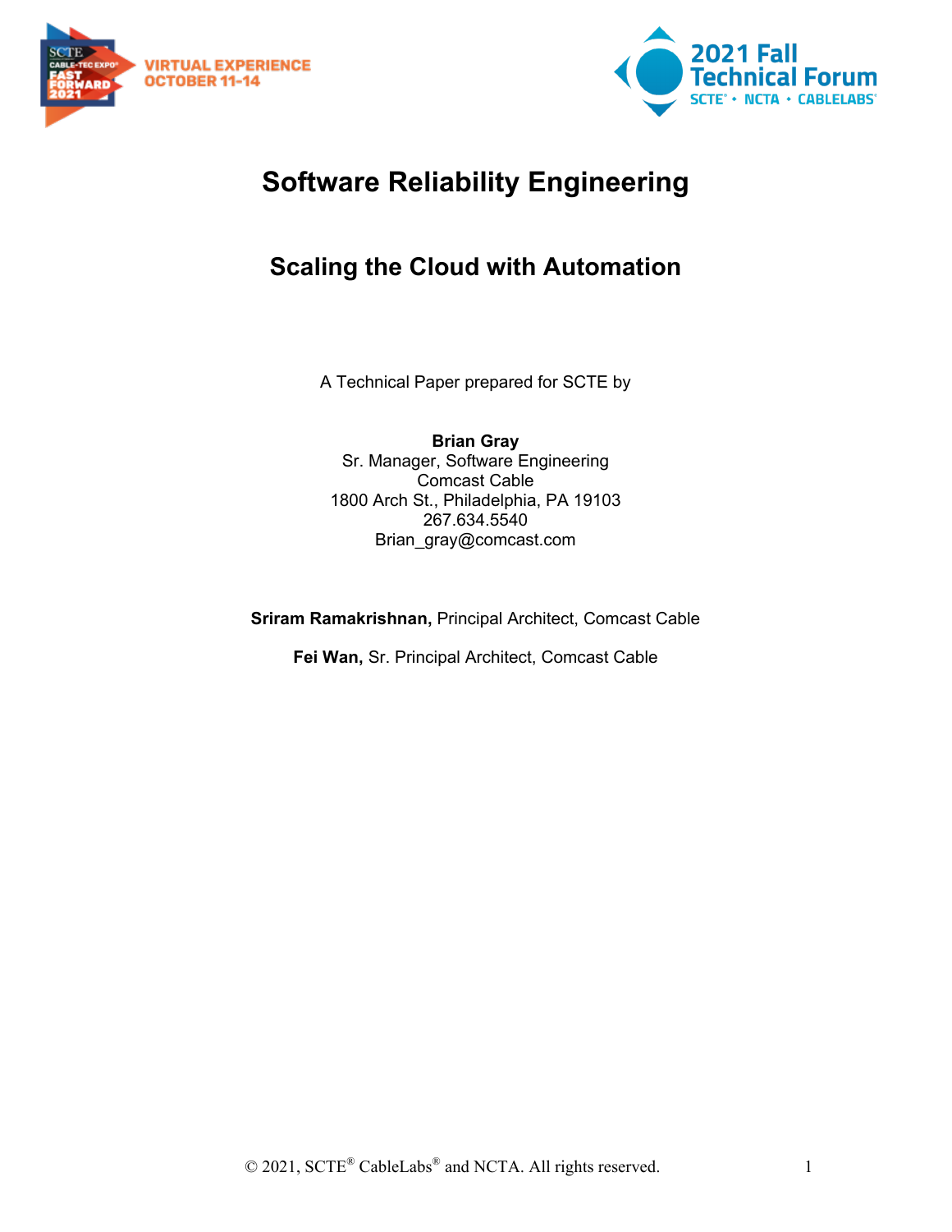# Software Reliability Engineering

## Scaling the Cloud with Automation

A Technical Paper prepared for SCTE by

**Brian Gray**
Sr. Manager, Software Engineering
Comcast Cable
1800 Arch St., Philadelphia, PA 19103
267.634.5540
Brian_gray@comcast.com

**Sriram Ramakrishnan,** Principal Architect, Comcast Cable

**Fei Wan,** Sr. Principal Architect, Comcast Cable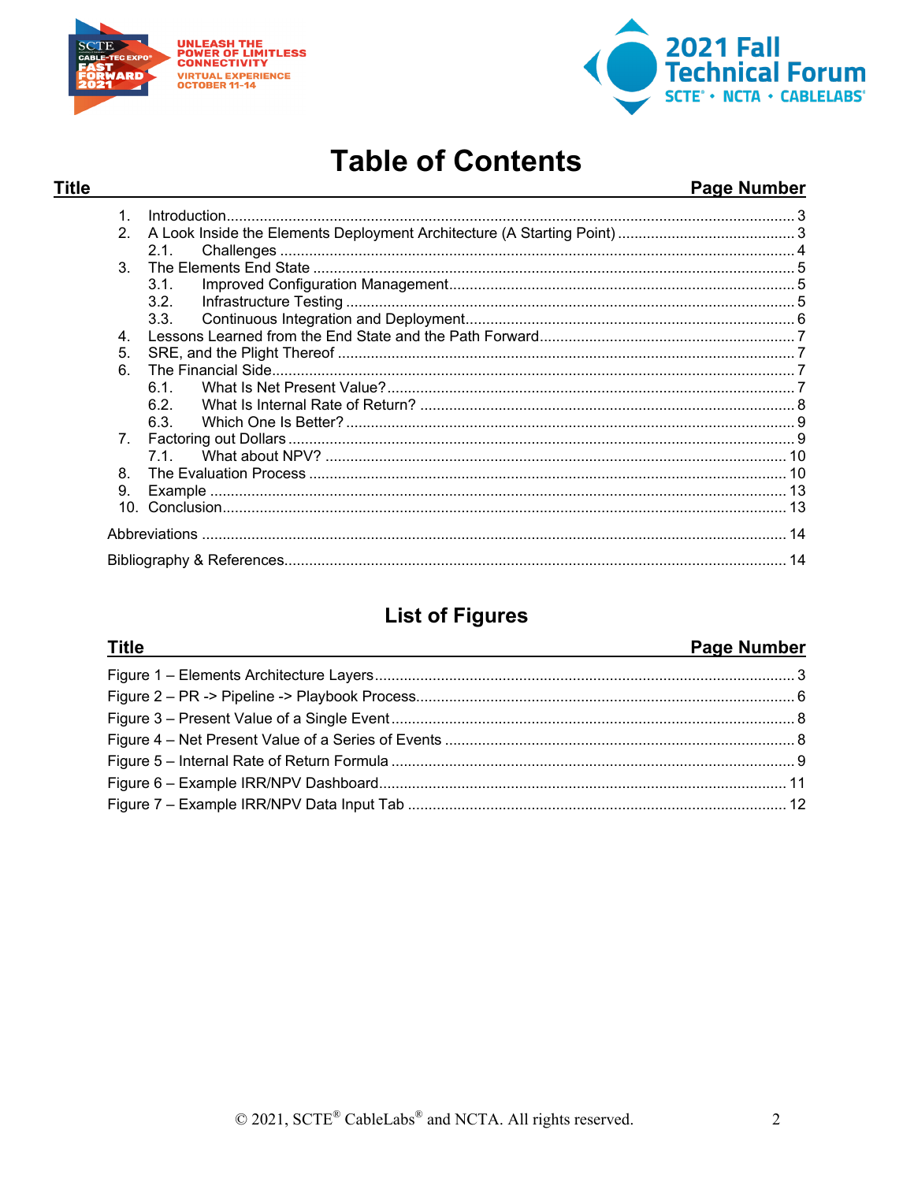# Table of Contents

| Title | Page Number |
|---|---|
| 1. Introduction | 3 |
| 2. A Look Inside the Elements Deployment Architecture (A Starting Point) | 3 |
| 2.1. Challenges | 4 |
| 3. The Elements End State | 5 |
| 3.1. Improved Configuration Management | 5 |
| 3.2. Infrastructure Testing | 5 |
| 3.3. Continuous Integration and Deployment | 6 |
| 4. Lessons Learned from the End State and the Path Forward | 7 |
| 5. SRE, and the Plight Thereof | 7 |
| 6. The Financial Side | 7 |
| 6.1. What Is Net Present Value? | 7 |
| 6.2. What Is Internal Rate of Return? | 8 |
| 6.3. Which One Is Better? | 9 |
| 7. Factoring out Dollars | 9 |
| 7.1. What about NPV? | 10 |
| 8. The Evaluation Process | 10 |
| 9. Example | 13 |
| 10. Conclusion | 13 |
| Abbreviations | 14 |
| Bibliography & References | 14 |

## List of Figures

| Title | Page Number |
|---|---|
| Figure 1 – Elements Architecture Layers | 3 |
| Figure 2 – PR -> Pipeline -> Playbook Process | 6 |
| Figure 3 – Present Value of a Single Event | 8 |
| Figure 4 – Net Present Value of a Series of Events | 8 |
| Figure 5 – Internal Rate of Return Formula | 9 |
| Figure 6 – Example IRR/NPV Dashboard | 11 |
| Figure 7 – Example IRR/NPV Data Input Tab | 12 |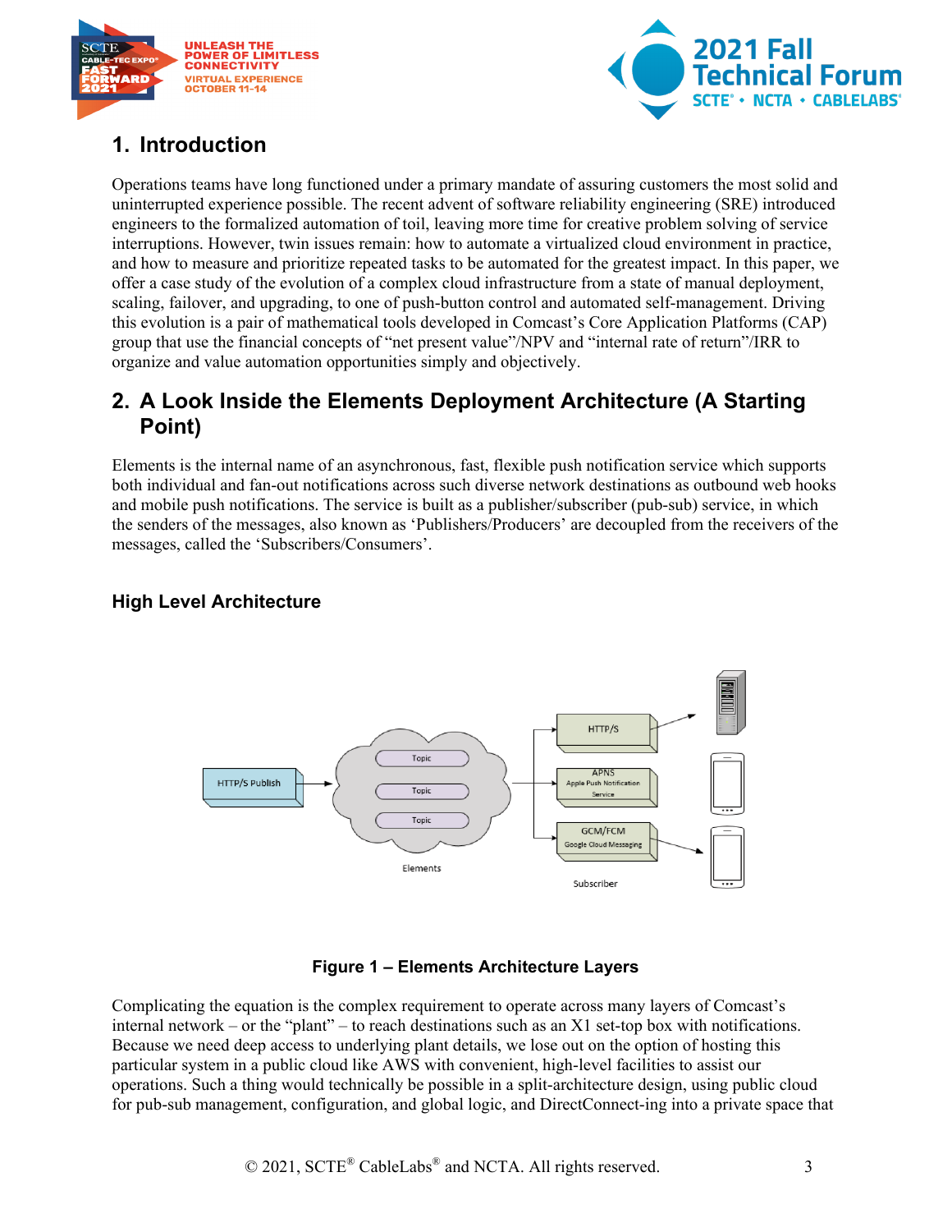## 1. Introduction

Operations teams have long functioned under a primary mandate of assuring customers the most solid and uninterrupted experience possible. The recent advent of software reliability engineering (SRE) introduced engineers to the formalized automation of toil, leaving more time for creative problem solving of service interruptions. However, twin issues remain: how to automate a virtualized cloud environment in practice, and how to measure and prioritize repeated tasks to be automated for the greatest impact. In this paper, we offer a case study of the evolution of a complex cloud infrastructure from a state of manual deployment, scaling, failover, and upgrading, to one of push-button control and automated self-management. Driving this evolution is a pair of mathematical tools developed in Comcast's Core Application Platforms (CAP) group that use the financial concepts of "net present value"/NPV and "internal rate of return"/IRR to organize and value automation opportunities simply and objectively.

## 2. A Look Inside the Elements Deployment Architecture (A Starting Point)

Elements is the internal name of an asynchronous, fast, flexible push notification service which supports both individual and fan-out notifications across such diverse network destinations as outbound web hooks and mobile push notifications. The service is built as a publisher/subscriber (pub-sub) service, in which the senders of the messages, also known as 'Publishers/Producers' are decoupled from the receivers of the messages, called the 'Subscribers/Consumers'.

### High Level Architecture

**Figure 1 – Elements Architecture Layers**

Complicating the equation is the complex requirement to operate across many layers of Comcast's internal network – or the "plant" – to reach destinations such as an X1 set-top box with notifications. Because we need deep access to underlying plant details, we lose out on the option of hosting this particular system in a public cloud like AWS with convenient, high-level facilities to assist our operations. Such a thing would technically be possible in a split-architecture design, using public cloud for pub-sub management, configuration, and global logic, and DirectConnect-ing into a private space that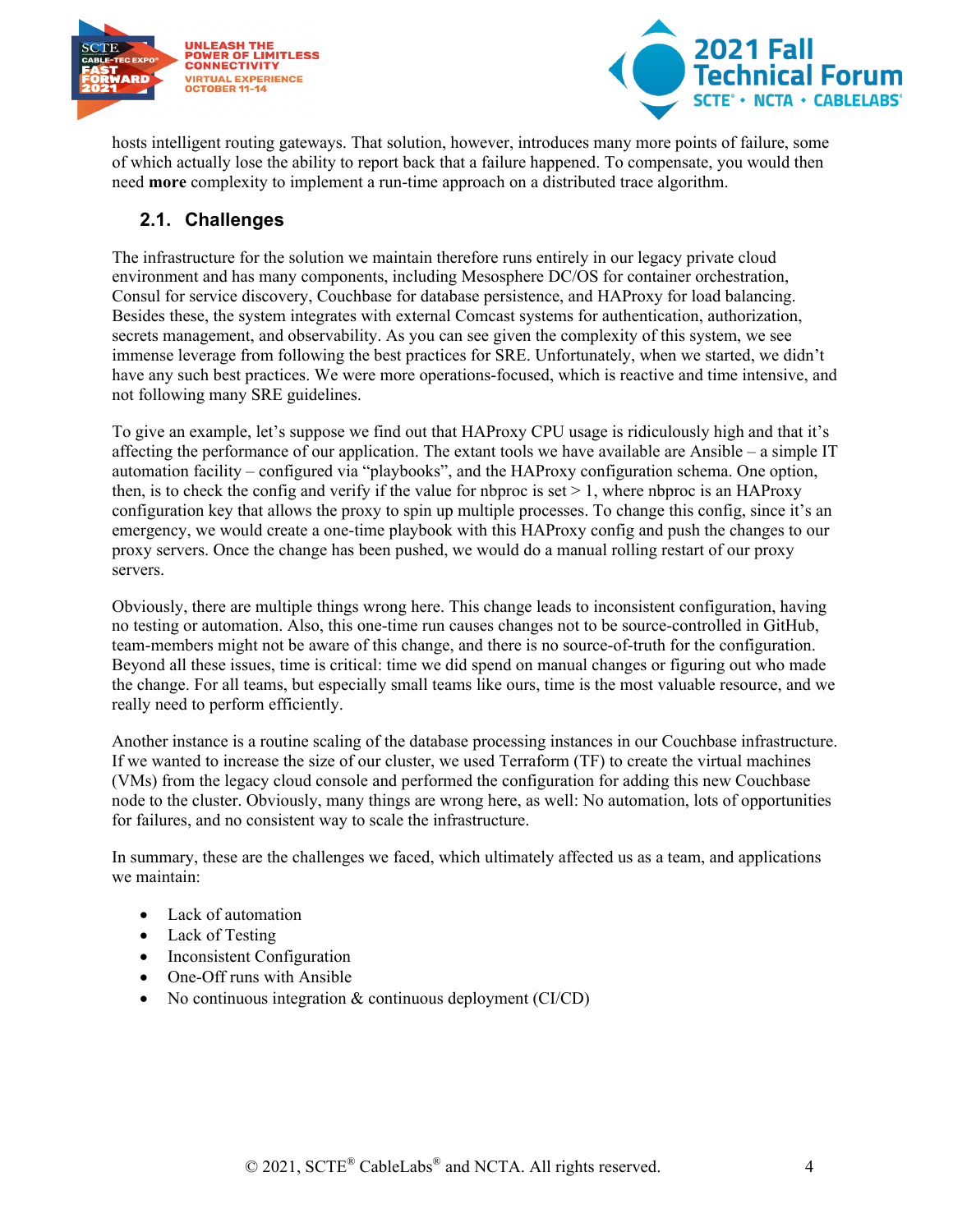hosts intelligent routing gateways. That solution, however, introduces many more points of failure, some of which actually lose the ability to report back that a failure happened. To compensate, you would then need **more** complexity to implement a run-time approach on a distributed trace algorithm.

## 2.1. Challenges

The infrastructure for the solution we maintain therefore runs entirely in our legacy private cloud environment and has many components, including Mesosphere DC/OS for container orchestration, Consul for service discovery, Couchbase for database persistence, and HAProxy for load balancing. Besides these, the system integrates with external Comcast systems for authentication, authorization, secrets management, and observability. As you can see given the complexity of this system, we see immense leverage from following the best practices for SRE. Unfortunately, when we started, we didn't have any such best practices. We were more operations-focused, which is reactive and time intensive, and not following many SRE guidelines.

To give an example, let's suppose we find out that HAProxy CPU usage is ridiculously high and that it's affecting the performance of our application. The extant tools we have available are Ansible – a simple IT automation facility – configured via "playbooks", and the HAProxy configuration schema. One option, then, is to check the config and verify if the value for nbproc is set > 1, where nbproc is an HAProxy configuration key that allows the proxy to spin up multiple processes. To change this config, since it's an emergency, we would create a one-time playbook with this HAProxy config and push the changes to our proxy servers. Once the change has been pushed, we would do a manual rolling restart of our proxy servers.

Obviously, there are multiple things wrong here. This change leads to inconsistent configuration, having no testing or automation. Also, this one-time run causes changes not to be source-controlled in GitHub, team-members might not be aware of this change, and there is no source-of-truth for the configuration. Beyond all these issues, time is critical: time we did spend on manual changes or figuring out who made the change. For all teams, but especially small teams like ours, time is the most valuable resource, and we really need to perform efficiently.

Another instance is a routine scaling of the database processing instances in our Couchbase infrastructure. If we wanted to increase the size of our cluster, we used Terraform (TF) to create the virtual machines (VMs) from the legacy cloud console and performed the configuration for adding this new Couchbase node to the cluster. Obviously, many things are wrong here, as well: No automation, lots of opportunities for failures, and no consistent way to scale the infrastructure.

In summary, these are the challenges we faced, which ultimately affected us as a team, and applications we maintain:

- Lack of automation
- Lack of Testing
- Inconsistent Configuration
- One-Off runs with Ansible
- No continuous integration & continuous deployment (CI/CD)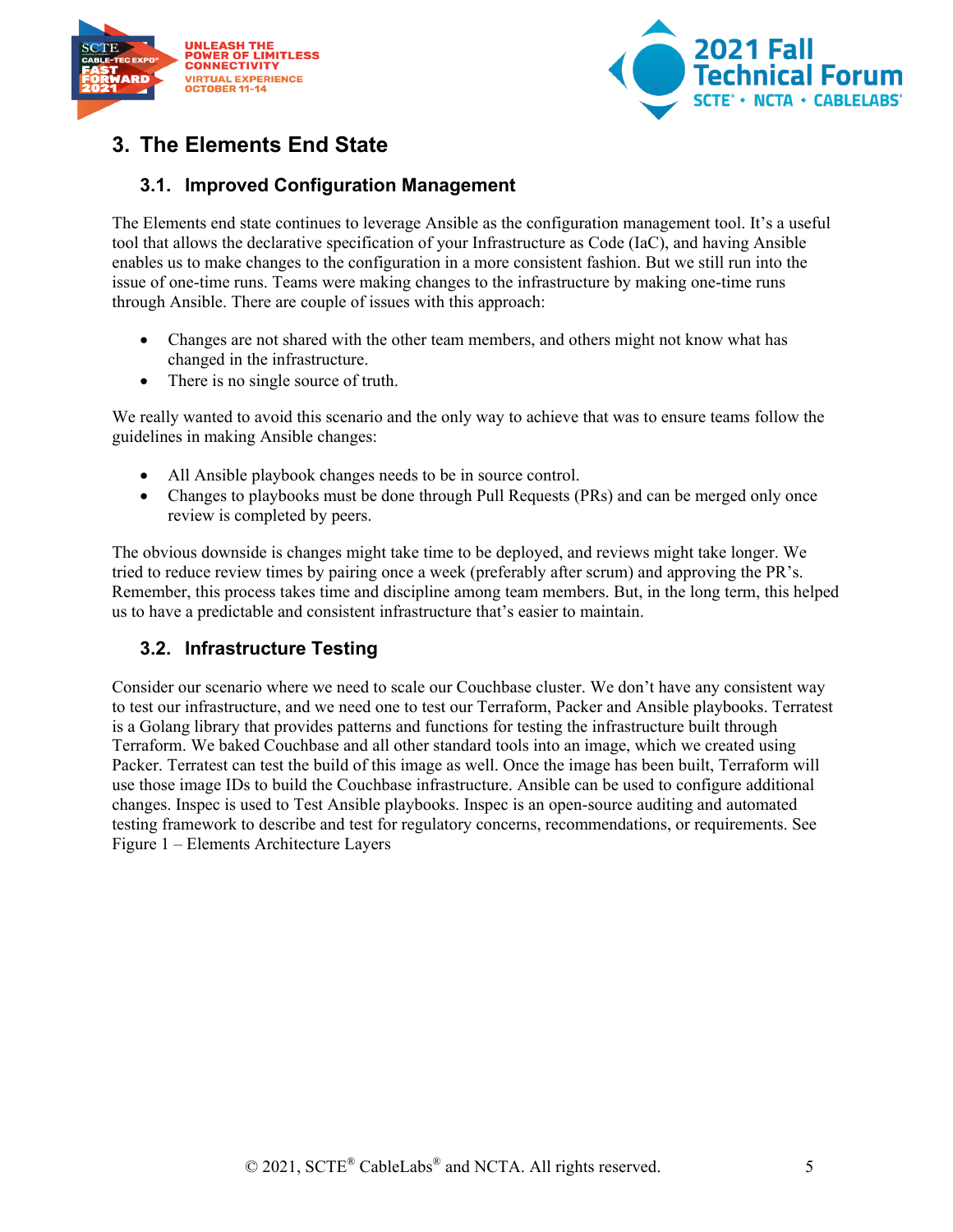# 3. The Elements End State

## 3.1. Improved Configuration Management

The Elements end state continues to leverage Ansible as the configuration management tool. It's a useful tool that allows the declarative specification of your Infrastructure as Code (IaC), and having Ansible enables us to make changes to the configuration in a more consistent fashion. But we still run into the issue of one-time runs. Teams were making changes to the infrastructure by making one-time runs through Ansible. There are couple of issues with this approach:

- Changes are not shared with the other team members, and others might not know what has changed in the infrastructure.
- There is no single source of truth.

We really wanted to avoid this scenario and the only way to achieve that was to ensure teams follow the guidelines in making Ansible changes:

- All Ansible playbook changes needs to be in source control.
- Changes to playbooks must be done through Pull Requests (PRs) and can be merged only once review is completed by peers.

The obvious downside is changes might take time to be deployed, and reviews might take longer. We tried to reduce review times by pairing once a week (preferably after scrum) and approving the PR's. Remember, this process takes time and discipline among team members. But, in the long term, this helped us to have a predictable and consistent infrastructure that's easier to maintain.

## 3.2. Infrastructure Testing

Consider our scenario where we need to scale our Couchbase cluster. We don't have any consistent way to test our infrastructure, and we need one to test our Terraform, Packer and Ansible playbooks. Terratest is a Golang library that provides patterns and functions for testing the infrastructure built through Terraform. We baked Couchbase and all other standard tools into an image, which we created using Packer. Terratest can test the build of this image as well. Once the image has been built, Terraform will use those image IDs to build the Couchbase infrastructure. Ansible can be used to configure additional changes. Inspec is used to Test Ansible playbooks. Inspec is an open-source auditing and automated testing framework to describe and test for regulatory concerns, recommendations, or requirements. See Figure 1 – Elements Architecture Layers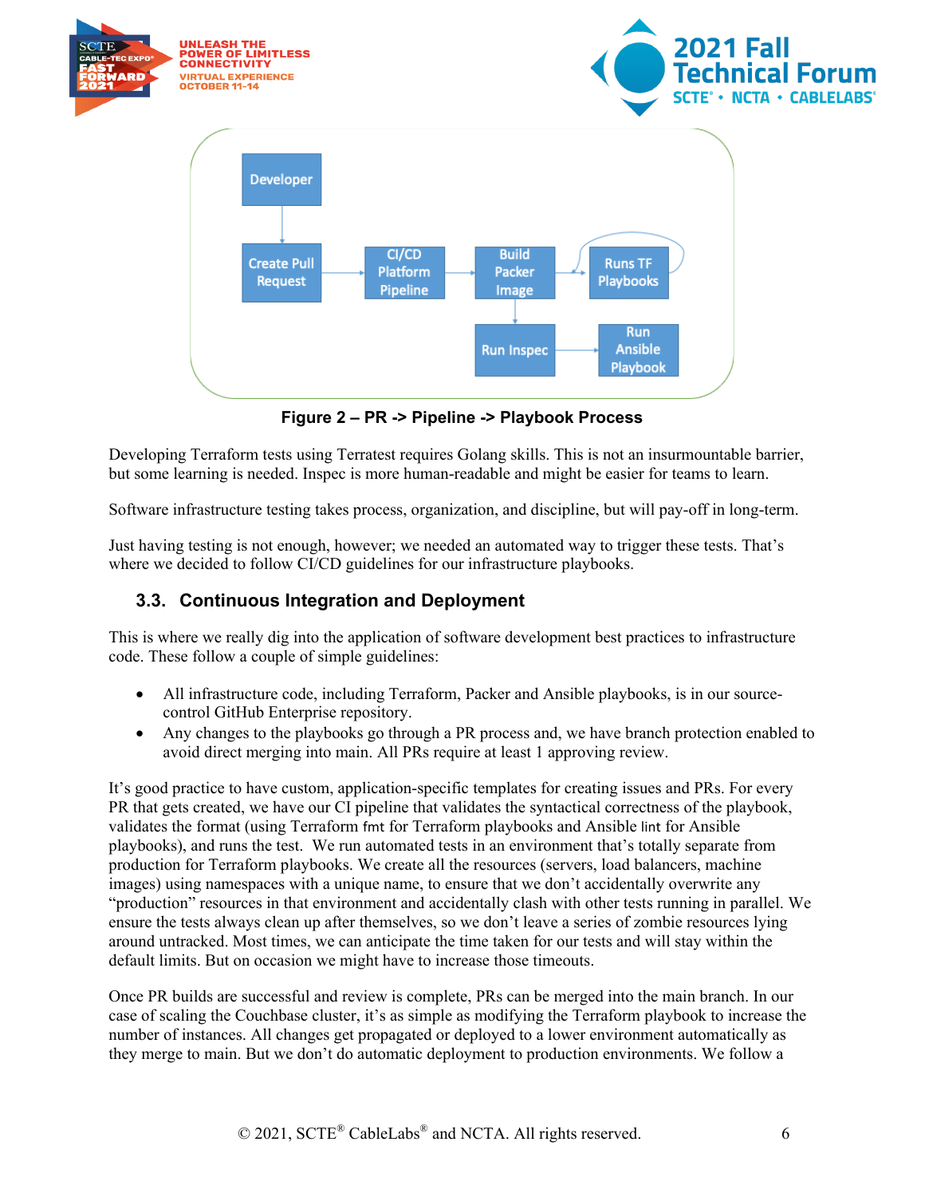Figure 2 – PR -> Pipeline -> Playbook Process

Developing Terraform tests using Terratest requires Golang skills. This is not an insurmountable barrier, but some learning is needed. Inspec is more human-readable and might be easier for teams to learn.

Software infrastructure testing takes process, organization, and discipline, but will pay-off in long-term.

Just having testing is not enough, however; we needed an automated way to trigger these tests. That's where we decided to follow CI/CD guidelines for our infrastructure playbooks.

## 3.3. Continuous Integration and Deployment

This is where we really dig into the application of software development best practices to infrastructure code. These follow a couple of simple guidelines:

- All infrastructure code, including Terraform, Packer and Ansible playbooks, is in our source-control GitHub Enterprise repository.
- Any changes to the playbooks go through a PR process and, we have branch protection enabled to avoid direct merging into main. All PRs require at least 1 approving review.

It's good practice to have custom, application-specific templates for creating issues and PRs. For every PR that gets created, we have our CI pipeline that validates the syntactical correctness of the playbook, validates the format (using Terraform `fmt` for Terraform playbooks and Ansible `lint` for Ansible playbooks), and runs the test. We run automated tests in an environment that's totally separate from production for Terraform playbooks. We create all the resources (servers, load balancers, machine images) using namespaces with a unique name, to ensure that we don't accidentally overwrite any "production" resources in that environment and accidentally clash with other tests running in parallel. We ensure the tests always clean up after themselves, so we don't leave a series of zombie resources lying around untracked. Most times, we can anticipate the time taken for our tests and will stay within the default limits. But on occasion we might have to increase those timeouts.

Once PR builds are successful and review is complete, PRs can be merged into the main branch. In our case of scaling the Couchbase cluster, it's as simple as modifying the Terraform playbook to increase the number of instances. All changes get propagated or deployed to a lower environment automatically as they merge to main. But we don't do automatic deployment to production environments. We follow a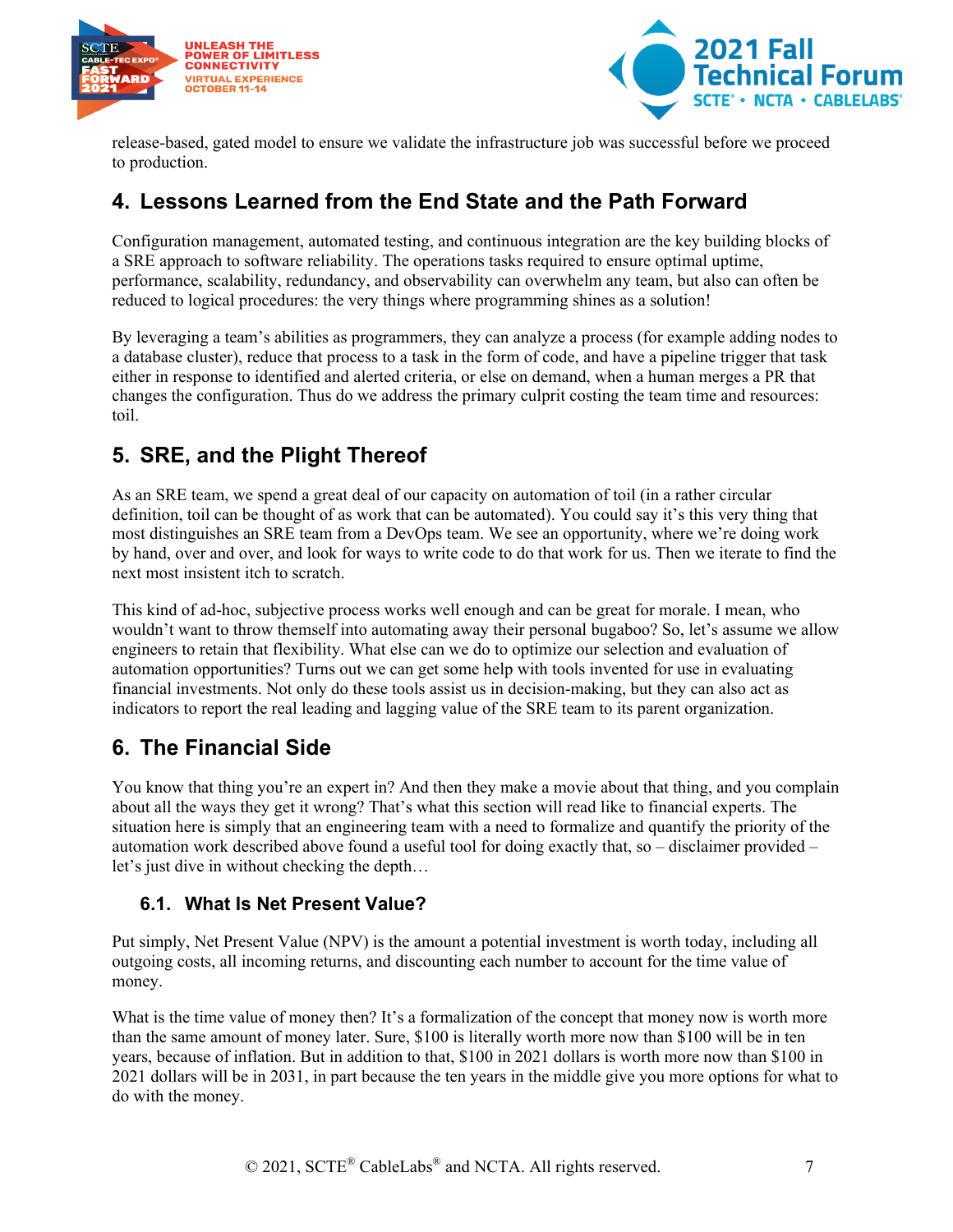release-based, gated model to ensure we validate the infrastructure job was successful before we proceed to production.

## 4. Lessons Learned from the End State and the Path Forward

Configuration management, automated testing, and continuous integration are the key building blocks of a SRE approach to software reliability. The operations tasks required to ensure optimal uptime, performance, scalability, redundancy, and observability can overwhelm any team, but also can often be reduced to logical procedures: the very things where programming shines as a solution!

By leveraging a team's abilities as programmers, they can analyze a process (for example adding nodes to a database cluster), reduce that process to a task in the form of code, and have a pipeline trigger that task either in response to identified and alerted criteria, or else on demand, when a human merges a PR that changes the configuration. Thus do we address the primary culprit costing the team time and resources: toil.

## 5. SRE, and the Plight Thereof

As an SRE team, we spend a great deal of our capacity on automation of toil (in a rather circular definition, toil can be thought of as work that can be automated). You could say it's this very thing that most distinguishes an SRE team from a DevOps team. We see an opportunity, where we're doing work by hand, over and over, and look for ways to write code to do that work for us. Then we iterate to find the next most insistent itch to scratch.

This kind of ad-hoc, subjective process works well enough and can be great for morale. I mean, who wouldn't want to throw themself into automating away their personal bugaboo? So, let's assume we allow engineers to retain that flexibility. What else can we do to optimize our selection and evaluation of automation opportunities? Turns out we can get some help with tools invented for use in evaluating financial investments. Not only do these tools assist us in decision-making, but they can also act as indicators to report the real leading and lagging value of the SRE team to its parent organization.

## 6. The Financial Side

You know that thing you're an expert in? And then they make a movie about that thing, and you complain about all the ways they get it wrong? That's what this section will read like to financial experts. The situation here is simply that an engineering team with a need to formalize and quantify the priority of the automation work described above found a useful tool for doing exactly that, so – disclaimer provided – let's just dive in without checking the depth…

### 6.1. What Is Net Present Value?

Put simply, Net Present Value (NPV) is the amount a potential investment is worth today, including all outgoing costs, all incoming returns, and discounting each number to account for the time value of money.

What is the time value of money then? It's a formalization of the concept that money now is worth more than the same amount of money later. Sure, $100 is literally worth more now than $100 will be in ten years, because of inflation. But in addition to that, $100 in 2021 dollars is worth more now than $100 in 2021 dollars will be in 2031, in part because the ten years in the middle give you more options for what to do with the money.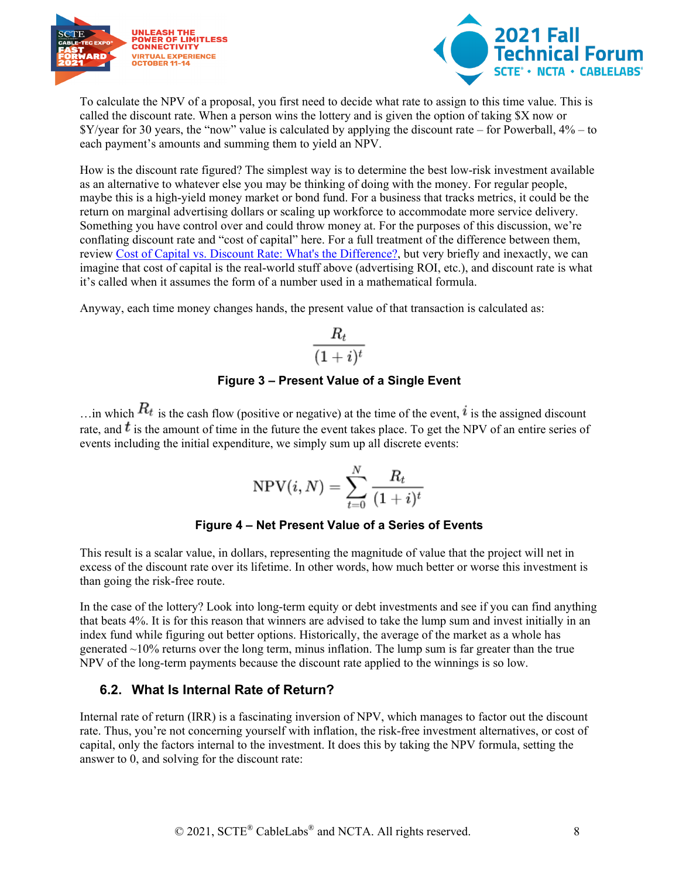To calculate the NPV of a proposal, you first need to decide what rate to assign to this time value. This is called the discount rate. When a person wins the lottery and is given the option of taking $X now or $Y/year for 30 years, the "now" value is calculated by applying the discount rate – for Powerball, 4% – to each payment's amounts and summing them to yield an NPV.

How is the discount rate figured? The simplest way is to determine the best low-risk investment available as an alternative to whatever else you may be thinking of doing with the money. For regular people, maybe this is a high-yield money market or bond fund. For a business that tracks metrics, it could be the return on marginal advertising dollars or scaling up workforce to accommodate more service delivery. Something you have control over and could throw money at. For the purposes of this discussion, we're conflating discount rate and "cost of capital" here. For a full treatment of the difference between them, review [Cost of Capital vs. Discount Rate: What's the Difference?](), but very briefly and inexactly, we can imagine that cost of capital is the real-world stuff above (advertising ROI, etc.), and discount rate is what it's called when it assumes the form of a number used in a mathematical formula.

Anyway, each time money changes hands, the present value of that transaction is calculated as:

$$\frac{R_t}{(1+i)^t}$$

**Figure 3 – Present Value of a Single Event**

…in which $R_t$ is the cash flow (positive or negative) at the time of the event, $i$ is the assigned discount rate, and $t$ is the amount of time in the future the event takes place. To get the NPV of an entire series of events including the initial expenditure, we simply sum up all discrete events:

$$\mathrm{NPV}(i, N) = \sum_{t=0}^{N} \frac{R_t}{(1+i)^t}$$

**Figure 4 – Net Present Value of a Series of Events**

This result is a scalar value, in dollars, representing the magnitude of value that the project will net in excess of the discount rate over its lifetime. In other words, how much better or worse this investment is than going the risk-free route.

In the case of the lottery? Look into long-term equity or debt investments and see if you can find anything that beats 4%. It is for this reason that winners are advised to take the lump sum and invest initially in an index fund while figuring out better options. Historically, the average of the market as a whole has generated ~10% returns over the long term, minus inflation. The lump sum is far greater than the true NPV of the long-term payments because the discount rate applied to the winnings is so low.

## 6.2. What Is Internal Rate of Return?

Internal rate of return (IRR) is a fascinating inversion of NPV, which manages to factor out the discount rate. Thus, you're not concerning yourself with inflation, the risk-free investment alternatives, or cost of capital, only the factors internal to the investment. It does this by taking the NPV formula, setting the answer to 0, and solving for the discount rate: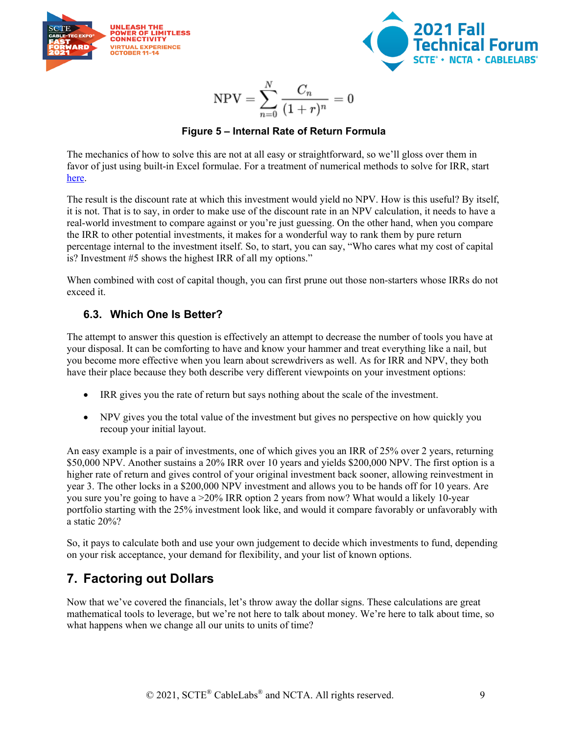$$\text{NPV} = \sum_{n=0}^{N} \frac{C_n}{(1+r)^n} = 0$$

**Figure 5 – Internal Rate of Return Formula**

The mechanics of how to solve this are not at all easy or straightforward, so we'll gloss over them in favor of just using built-in Excel formulae. For a treatment of numerical methods to solve for IRR, start here.

The result is the discount rate at which this investment would yield no NPV. How is this useful? By itself, it is not. That is to say, in order to make use of the discount rate in an NPV calculation, it needs to have a real-world investment to compare against or you're just guessing. On the other hand, when you compare the IRR to other potential investments, it makes for a wonderful way to rank them by pure return percentage internal to the investment itself. So, to start, you can say, "Who cares what my cost of capital is? Investment #5 shows the highest IRR of all my options."

When combined with cost of capital though, you can first prune out those non-starters whose IRRs do not exceed it.

### 6.3. Which One Is Better?

The attempt to answer this question is effectively an attempt to decrease the number of tools you have at your disposal. It can be comforting to have and know your hammer and treat everything like a nail, but you become more effective when you learn about screwdrivers as well. As for IRR and NPV, they both have their place because they both describe very different viewpoints on your investment options:

- IRR gives you the rate of return but says nothing about the scale of the investment.
- NPV gives you the total value of the investment but gives no perspective on how quickly you recoup your initial layout.

An easy example is a pair of investments, one of which gives you an IRR of 25% over 2 years, returning \$50,000 NPV. Another sustains a 20% IRR over 10 years and yields \$200,000 NPV. The first option is a higher rate of return and gives control of your original investment back sooner, allowing reinvestment in year 3. The other locks in a \$200,000 NPV investment and allows you to be hands off for 10 years. Are you sure you're going to have a >20% IRR option 2 years from now? What would a likely 10-year portfolio starting with the 25% investment look like, and would it compare favorably or unfavorably with a static 20%?

So, it pays to calculate both and use your own judgement to decide which investments to fund, depending on your risk acceptance, your demand for flexibility, and your list of known options.

## 7. Factoring out Dollars

Now that we've covered the financials, let's throw away the dollar signs. These calculations are great mathematical tools to leverage, but we're not here to talk about money. We're here to talk about time, so what happens when we change all our units to units of time?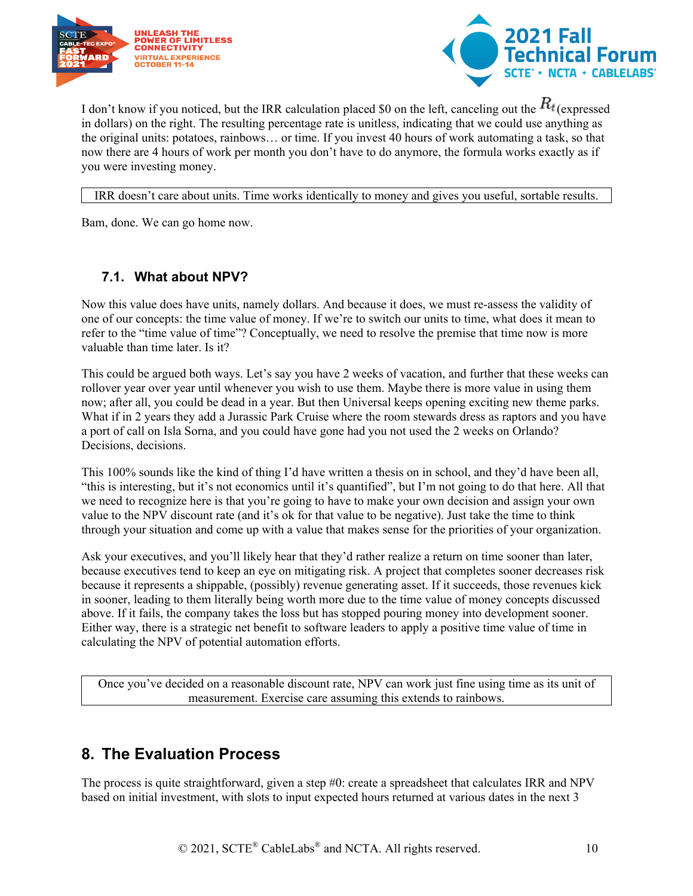I don't know if you noticed, but the IRR calculation placed $0 on the left, canceling out the $R_t$ (expressed in dollars) on the right. The resulting percentage rate is unitless, indicating that we could use anything as the original units: potatoes, rainbows… or time. If you invest 40 hours of work automating a task, so that now there are 4 hours of work per month you don't have to do anymore, the formula works exactly as if you were investing money.

| IRR doesn't care about units. Time works identically to money and gives you useful, sortable results. |
|---|

Bam, done. We can go home now.

### 7.1. What about NPV?

Now this value does have units, namely dollars. And because it does, we must re-assess the validity of one of our concepts: the time value of money. If we're to switch our units to time, what does it mean to refer to the "time value of time"? Conceptually, we need to resolve the premise that time now is more valuable than time later. Is it?

This could be argued both ways. Let's say you have 2 weeks of vacation, and further that these weeks can rollover year over year until whenever you wish to use them. Maybe there is more value in using them now; after all, you could be dead in a year. But then Universal keeps opening exciting new theme parks. What if in 2 years they add a Jurassic Park Cruise where the room stewards dress as raptors and you have a port of call on Isla Sorna, and you could have gone had you not used the 2 weeks on Orlando? Decisions, decisions.

This 100% sounds like the kind of thing I'd have written a thesis on in school, and they'd have been all, "this is interesting, but it's not economics until it's quantified", but I'm not going to do that here. All that we need to recognize here is that you're going to have to make your own decision and assign your own value to the NPV discount rate (and it's ok for that value to be negative). Just take the time to think through your situation and come up with a value that makes sense for the priorities of your organization.

Ask your executives, and you'll likely hear that they'd rather realize a return on time sooner than later, because executives tend to keep an eye on mitigating risk. A project that completes sooner decreases risk because it represents a shippable, (possibly) revenue generating asset. If it succeeds, those revenues kick in sooner, leading to them literally being worth more due to the time value of money concepts discussed above. If it fails, the company takes the loss but has stopped pouring money into development sooner. Either way, there is a strategic net benefit to software leaders to apply a positive time value of time in calculating the NPV of potential automation efforts.

| Once you've decided on a reasonable discount rate, NPV can work just fine using time as its unit of measurement. Exercise care assuming this extends to rainbows. |
|---|

## 8. The Evaluation Process

The process is quite straightforward, given a step #0: create a spreadsheet that calculates IRR and NPV based on initial investment, with slots to input expected hours returned at various dates in the next 3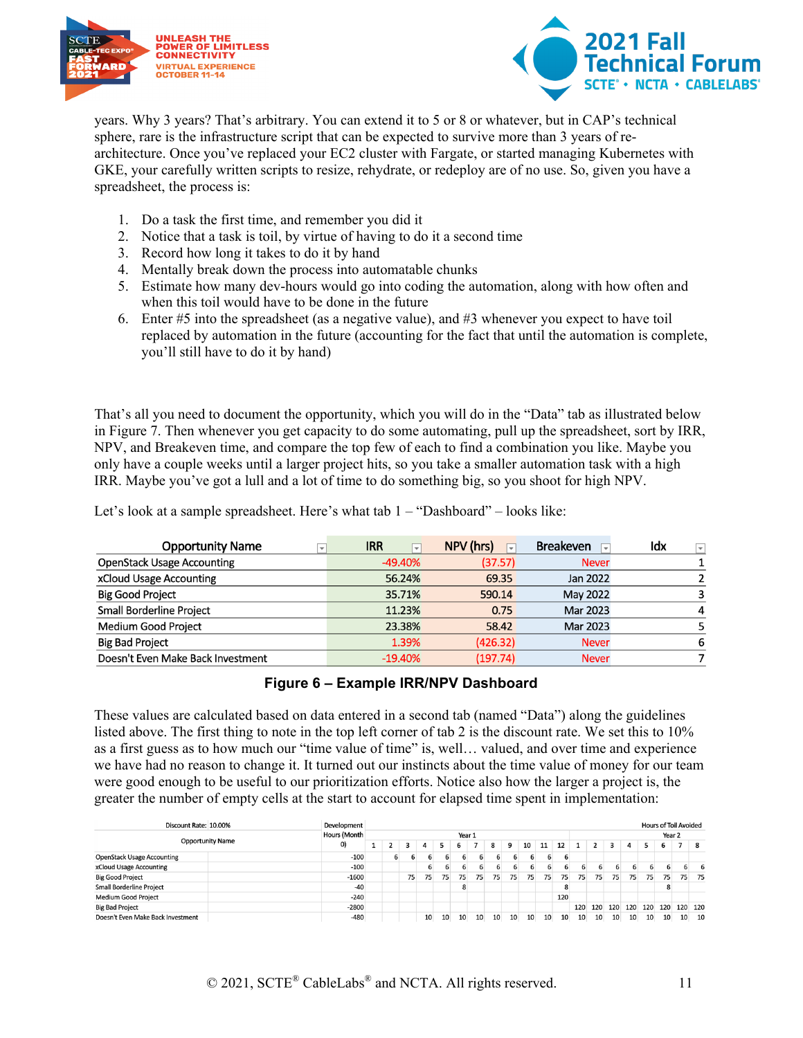years. Why 3 years? That's arbitrary. You can extend it to 5 or 8 or whatever, but in CAP's technical sphere, rare is the infrastructure script that can be expected to survive more than 3 years of re-architecture. Once you've replaced your EC2 cluster with Fargate, or started managing Kubernetes with GKE, your carefully written scripts to resize, rehydrate, or redeploy are of no use. So, given you have a spreadsheet, the process is:

1. Do a task the first time, and remember you did it
2. Notice that a task is toil, by virtue of having to do it a second time
3. Record how long it takes to do it by hand
4. Mentally break down the process into automatable chunks
5. Estimate how many dev-hours would go into coding the automation, along with how often and when this toil would have to be done in the future
6. Enter #5 into the spreadsheet (as a negative value), and #3 whenever you expect to have toil replaced by automation in the future (accounting for the fact that until the automation is complete, you'll still have to do it by hand)

That's all you need to document the opportunity, which you will do in the "Data" tab as illustrated below in Figure 7. Then whenever you get capacity to do some automating, pull up the spreadsheet, sort by IRR, NPV, and Breakeven time, and compare the top few of each to find a combination you like. Maybe you only have a couple weeks until a larger project hits, so you take a smaller automation task with a high IRR. Maybe you've got a lull and a lot of time to do something big, so you shoot for high NPV.

Let's look at a sample spreadsheet. Here's what tab 1 – "Dashboard" – looks like:

| Opportunity Name | IRR | NPV (hrs) | Breakeven | Idx |
|---|---|---|---|---|
| OpenStack Usage Accounting | -49.40% | (37.57) | Never | 1 |
| xCloud Usage Accounting | 56.24% | 69.35 | Jan 2022 | 2 |
| Big Good Project | 35.71% | 590.14 | May 2022 | 3 |
| Small Borderline Project | 11.23% | 0.75 | Mar 2023 | 4 |
| Medium Good Project | 23.38% | 58.42 | Mar 2023 | 5 |
| Big Bad Project | 1.39% | (426.32) | Never | 6 |
| Doesn't Even Make Back Investment | -19.40% | (197.74) | Never | 7 |

**Figure 6 – Example IRR/NPV Dashboard**

These values are calculated based on data entered in a second tab (named "Data") along the guidelines listed above. The first thing to note in the top left corner of tab 2 is the discount rate. We set this to 10% as a first guess as to how much our "time value of time" is, well… valued, and over time and experience we have had no reason to change it. It turned out our instincts about the time value of money for our team were good enough to be useful to our prioritization efforts. Notice also how the larger a project is, the greater the number of empty cells at the start to account for elapsed time spent in implementation:

| Discount Rate: 10.00% | Development Hours (Month 0) | Hours of Toil Avoided | | | | | | | | | | | | | | | | | | | |
|---|---|---|---|---|---|---|---|---|---|---|---|---|---|---|---|---|---|---|---|---|---|
| | | Year 1 | | | | | | | | | | | | Year 2 | | | | | | | |
| Opportunity Name | | 1 | 2 | 3 | 4 | 5 | 6 | 7 | 8 | 9 | 10 | 11 | 12 | 1 | 2 | 3 | 4 | 5 | 6 | 7 | 8 |
| OpenStack Usage Accounting | -100 | | 6 | 6 | 6 | 6 | 6 | 6 | 6 | 6 | 6 | 6 | 6 | | | | | | | | |
| xCloud Usage Accounting | -100 | | | | 6 | 6 | 6 | 6 | 6 | 6 | 6 | 6 | 6 | 6 | 6 | 6 | 6 | 6 | 6 | 6 | 6 |
| Big Good Project | -1600 | | | 75 | 75 | 75 | 75 | 75 | 75 | 75 | 75 | 75 | 75 | 75 | 75 | 75 | 75 | 75 | 75 | 75 | 75 |
| Small Borderline Project | -40 | | | | | | 8 | | | | | | 8 | | | | | | 8 | | |
| Medium Good Project | -240 | | | | | | | | | | | | 120 | | | | | | | | |
| Big Bad Project | -2800 | | | | | | | | | | | | | 120 | 120 | 120 | 120 | 120 | 120 | 120 | 120 |
| Doesn't Even Make Back Investment | -480 | | | | 10 | 10 | 10 | 10 | 10 | 10 | 10 | 10 | 10 | 10 | 10 | 10 | 10 | 10 | 10 | 10 | 10 |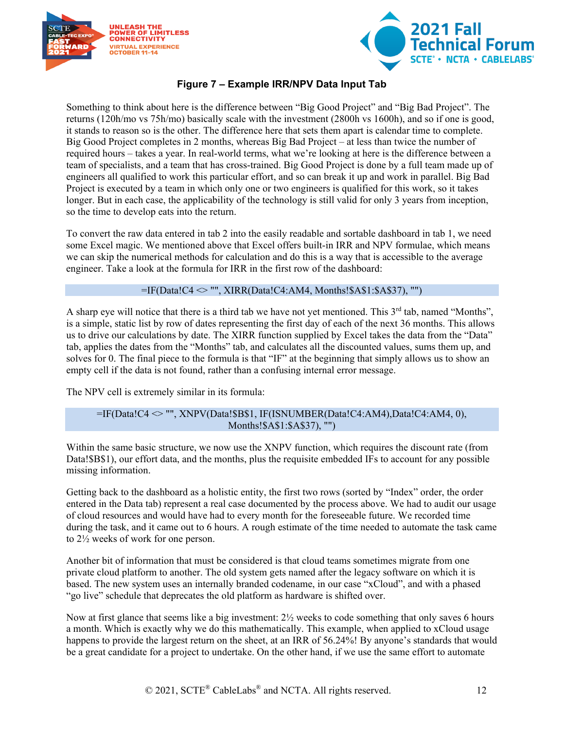**Figure 7 – Example IRR/NPV Data Input Tab**

Something to think about here is the difference between "Big Good Project" and "Big Bad Project". The returns (120h/mo vs 75h/mo) basically scale with the investment (2800h vs 1600h), and so if one is good, it stands to reason so is the other. The difference here that sets them apart is calendar time to complete. Big Good Project completes in 2 months, whereas Big Bad Project – at less than twice the number of required hours – takes a year. In real-world terms, what we're looking at here is the difference between a team of specialists, and a team that has cross-trained. Big Good Project is done by a full team made up of engineers all qualified to work this particular effort, and so can break it up and work in parallel. Big Bad Project is executed by a team in which only one or two engineers is qualified for this work, so it takes longer. But in each case, the applicability of the technology is still valid for only 3 years from inception, so the time to develop eats into the return.

To convert the raw data entered in tab 2 into the easily readable and sortable dashboard in tab 1, we need some Excel magic. We mentioned above that Excel offers built-in IRR and NPV formulae, which means we can skip the numerical methods for calculation and do this is a way that is accessible to the average engineer. Take a look at the formula for IRR in the first row of the dashboard:

```
=IF(Data!C4 <> "", XIRR(Data!C4:AM4, Months!$A$1:$A$37), "")
```

A sharp eye will notice that there is a third tab we have not yet mentioned. This 3rd tab, named "Months", is a simple, static list by row of dates representing the first day of each of the next 36 months. This allows us to drive our calculations by date. The XIRR function supplied by Excel takes the data from the "Data" tab, applies the dates from the "Months" tab, and calculates all the discounted values, sums them up, and solves for 0. The final piece to the formula is that "IF" at the beginning that simply allows us to show an empty cell if the data is not found, rather than a confusing internal error message.

The NPV cell is extremely similar in its formula:

```
=IF(Data!C4 <> "", XNPV(Data!$B$1, IF(ISNUMBER(Data!C4:AM4),Data!C4:AM4, 0), Months!$A$1:$A$37), "")
```

Within the same basic structure, we now use the XNPV function, which requires the discount rate (from Data!$B$1), our effort data, and the months, plus the requisite embedded IFs to account for any possible missing information.

Getting back to the dashboard as a holistic entity, the first two rows (sorted by "Index" order, the order entered in the Data tab) represent a real case documented by the process above. We had to audit our usage of cloud resources and would have had to every month for the foreseeable future. We recorded time during the task, and it came out to 6 hours. A rough estimate of the time needed to automate the task came to 2½ weeks of work for one person.

Another bit of information that must be considered is that cloud teams sometimes migrate from one private cloud platform to another. The old system gets named after the legacy software on which it is based. The new system uses an internally branded codename, in our case "xCloud", and with a phased "go live" schedule that deprecates the old platform as hardware is shifted over.

Now at first glance that seems like a big investment: 2½ weeks to code something that only saves 6 hours a month. Which is exactly why we do this mathematically. This example, when applied to xCloud usage happens to provide the largest return on the sheet, at an IRR of 56.24%! By anyone's standards that would be a great candidate for a project to undertake. On the other hand, if we use the same effort to automate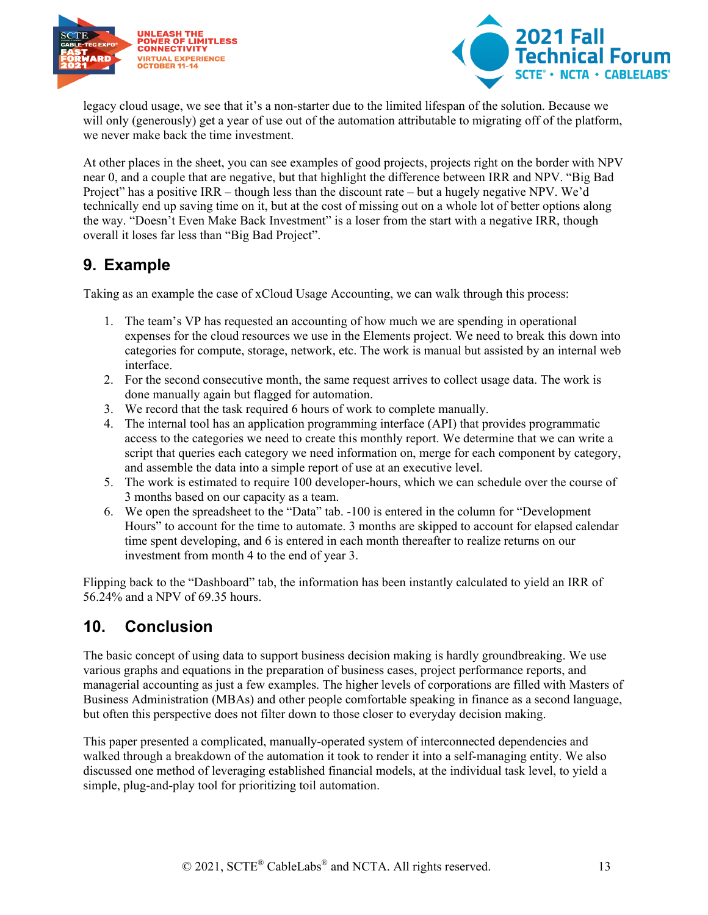legacy cloud usage, we see that it's a non-starter due to the limited lifespan of the solution. Because we will only (generously) get a year of use out of the automation attributable to migrating off of the platform, we never make back the time investment.

At other places in the sheet, you can see examples of good projects, projects right on the border with NPV near 0, and a couple that are negative, but that highlight the difference between IRR and NPV. "Big Bad Project" has a positive IRR – though less than the discount rate – but a hugely negative NPV. We'd technically end up saving time on it, but at the cost of missing out on a whole lot of better options along the way. "Doesn't Even Make Back Investment" is a loser from the start with a negative IRR, though overall it loses far less than "Big Bad Project".

## 9. Example

Taking as an example the case of xCloud Usage Accounting, we can walk through this process:

1. The team's VP has requested an accounting of how much we are spending in operational expenses for the cloud resources we use in the Elements project. We need to break this down into categories for compute, storage, network, etc. The work is manual but assisted by an internal web interface.
2. For the second consecutive month, the same request arrives to collect usage data. The work is done manually again but flagged for automation.
3. We record that the task required 6 hours of work to complete manually.
4. The internal tool has an application programming interface (API) that provides programmatic access to the categories we need to create this monthly report. We determine that we can write a script that queries each category we need information on, merge for each component by category, and assemble the data into a simple report of use at an executive level.
5. The work is estimated to require 100 developer-hours, which we can schedule over the course of 3 months based on our capacity as a team.
6. We open the spreadsheet to the "Data" tab. -100 is entered in the column for "Development Hours" to account for the time to automate. 3 months are skipped to account for elapsed calendar time spent developing, and 6 is entered in each month thereafter to realize returns on our investment from month 4 to the end of year 3.

Flipping back to the "Dashboard" tab, the information has been instantly calculated to yield an IRR of 56.24% and a NPV of 69.35 hours.

## 10. Conclusion

The basic concept of using data to support business decision making is hardly groundbreaking. We use various graphs and equations in the preparation of business cases, project performance reports, and managerial accounting as just a few examples. The higher levels of corporations are filled with Masters of Business Administration (MBAs) and other people comfortable speaking in finance as a second language, but often this perspective does not filter down to those closer to everyday decision making.

This paper presented a complicated, manually-operated system of interconnected dependencies and walked through a breakdown of the automation it took to render it into a self-managing entity. We also discussed one method of leveraging established financial models, at the individual task level, to yield a simple, plug-and-play tool for prioritizing toil automation.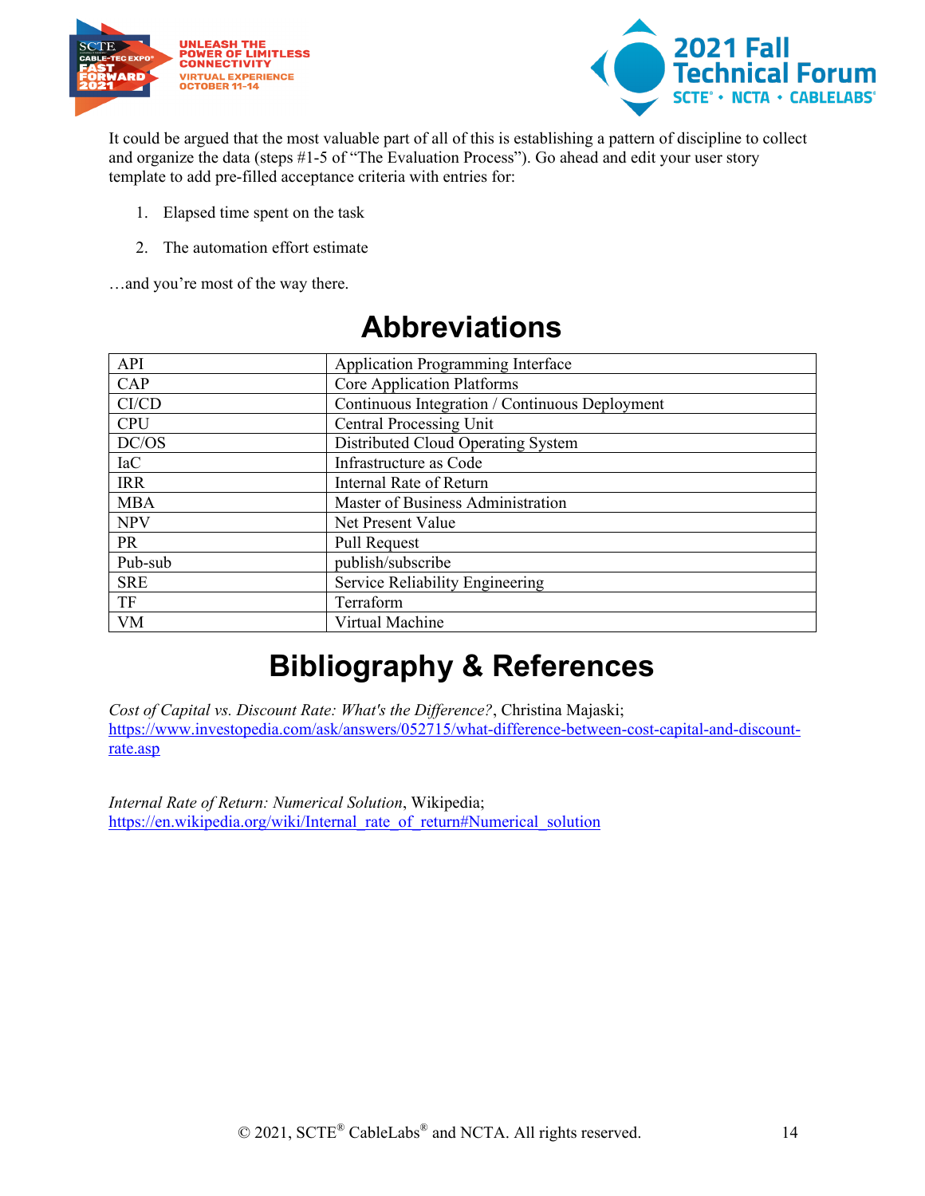It could be argued that the most valuable part of all of this is establishing a pattern of discipline to collect and organize the data (steps #1-5 of "The Evaluation Process"). Go ahead and edit your user story template to add pre-filled acceptance criteria with entries for:

1. Elapsed time spent on the task
2. The automation effort estimate

…and you're most of the way there.

# Abbreviations

| | |
|---|---|
| API | Application Programming Interface |
| CAP | Core Application Platforms |
| CI/CD | Continuous Integration / Continuous Deployment |
| CPU | Central Processing Unit |
| DC/OS | Distributed Cloud Operating System |
| IaC | Infrastructure as Code |
| IRR | Internal Rate of Return |
| MBA | Master of Business Administration |
| NPV | Net Present Value |
| PR | Pull Request |
| Pub-sub | publish/subscribe |
| SRE | Service Reliability Engineering |
| TF | Terraform |
| VM | Virtual Machine |

# Bibliography & References

*Cost of Capital vs. Discount Rate: What's the Difference?*, Christina Majaski; https://www.investopedia.com/ask/answers/052715/what-difference-between-cost-capital-and-discount-rate.asp

*Internal Rate of Return: Numerical Solution*, Wikipedia; https://en.wikipedia.org/wiki/Internal_rate_of_return#Numerical_solution